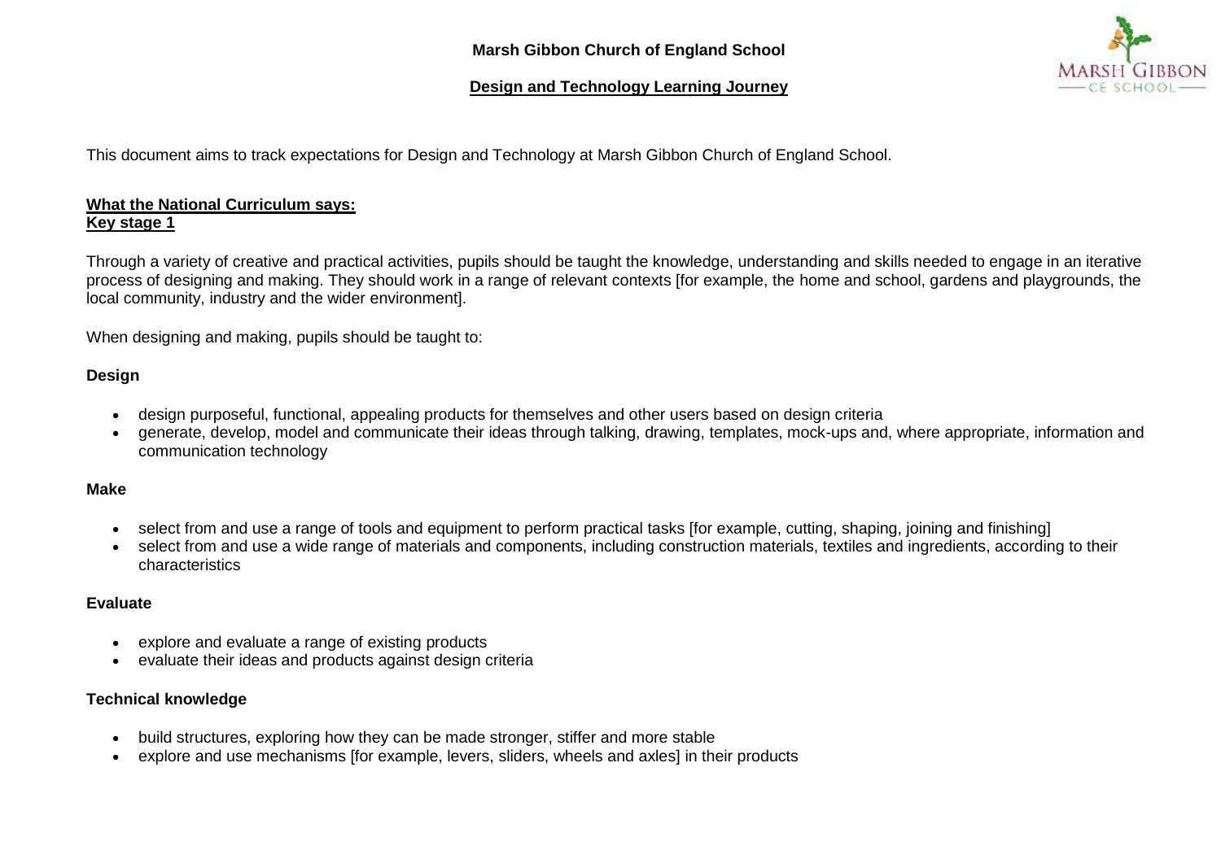# Marsh Gibbon Church of England School

## Design and Technology Learning Journey

This document aims to track expectations for Design and Technology at Marsh Gibbon Church of England School.

**What the National Curriculum says:**
**Key stage 1**

Through a variety of creative and practical activities, pupils should be taught the knowledge, understanding and skills needed to engage in an iterative process of designing and making. They should work in a range of relevant contexts [for example, the home and school, gardens and playgrounds, the local community, industry and the wider environment].

When designing and making, pupils should be taught to:

### Design

- design purposeful, functional, appealing products for themselves and other users based on design criteria
- generate, develop, model and communicate their ideas through talking, drawing, templates, mock-ups and, where appropriate, information and communication technology

### Make

- select from and use a range of tools and equipment to perform practical tasks [for example, cutting, shaping, joining and finishing]
- select from and use a wide range of materials and components, including construction materials, textiles and ingredients, according to their characteristics

### Evaluate

- explore and evaluate a range of existing products
- evaluate their ideas and products against design criteria

### Technical knowledge

- build structures, exploring how they can be made stronger, stiffer and more stable
- explore and use mechanisms [for example, levers, sliders, wheels and axles] in their products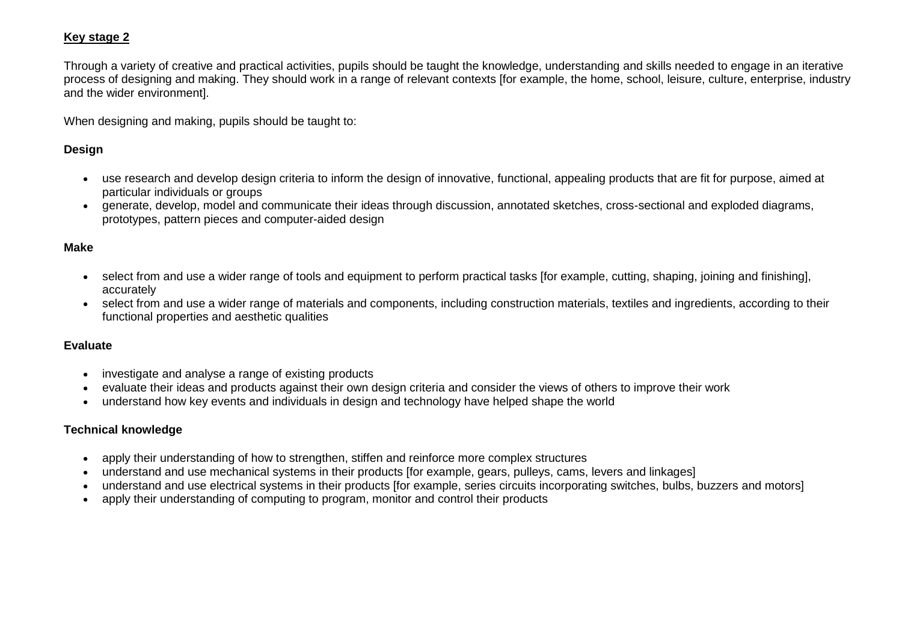**Key stage 2**

Through a variety of creative and practical activities, pupils should be taught the knowledge, understanding and skills needed to engage in an iterative process of designing and making. They should work in a range of relevant contexts [for example, the home, school, leisure, culture, enterprise, industry and the wider environment].

When designing and making, pupils should be taught to:

**Design**

- use research and develop design criteria to inform the design of innovative, functional, appealing products that are fit for purpose, aimed at particular individuals or groups
- generate, develop, model and communicate their ideas through discussion, annotated sketches, cross-sectional and exploded diagrams, prototypes, pattern pieces and computer-aided design

**Make**

- select from and use a wider range of tools and equipment to perform practical tasks [for example, cutting, shaping, joining and finishing], accurately
- select from and use a wider range of materials and components, including construction materials, textiles and ingredients, according to their functional properties and aesthetic qualities

**Evaluate**

- investigate and analyse a range of existing products
- evaluate their ideas and products against their own design criteria and consider the views of others to improve their work
- understand how key events and individuals in design and technology have helped shape the world

**Technical knowledge**

- apply their understanding of how to strengthen, stiffen and reinforce more complex structures
- understand and use mechanical systems in their products [for example, gears, pulleys, cams, levers and linkages]
- understand and use electrical systems in their products [for example, series circuits incorporating switches, bulbs, buzzers and motors]
- apply their understanding of computing to program, monitor and control their products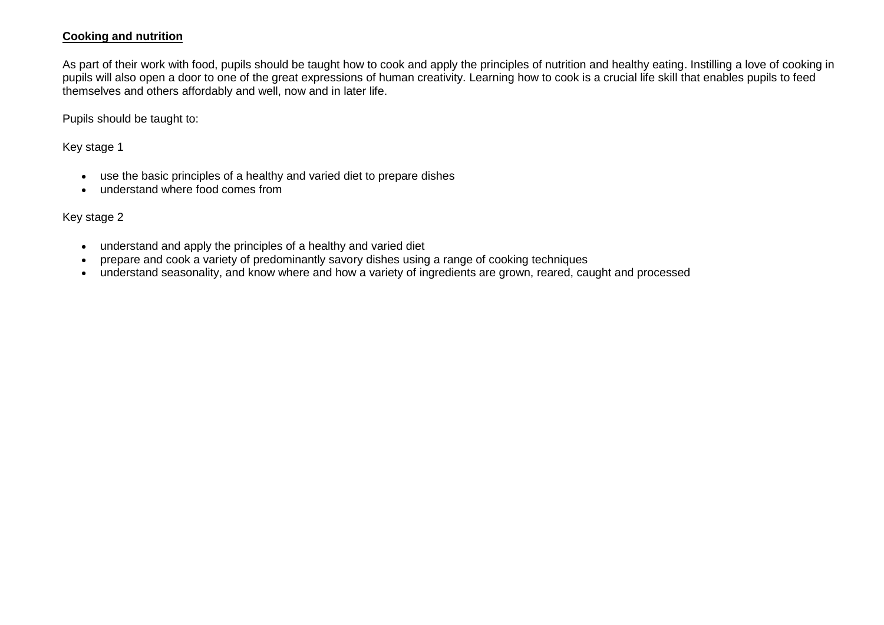**Cooking and nutrition**

As part of their work with food, pupils should be taught how to cook and apply the principles of nutrition and healthy eating. Instilling a love of cooking in pupils will also open a door to one of the great expressions of human creativity. Learning how to cook is a crucial life skill that enables pupils to feed themselves and others affordably and well, now and in later life.

Pupils should be taught to:

Key stage 1

- use the basic principles of a healthy and varied diet to prepare dishes
- understand where food comes from

Key stage 2

- understand and apply the principles of a healthy and varied diet
- prepare and cook a variety of predominantly savory dishes using a range of cooking techniques
- understand seasonality, and know where and how a variety of ingredients are grown, reared, caught and processed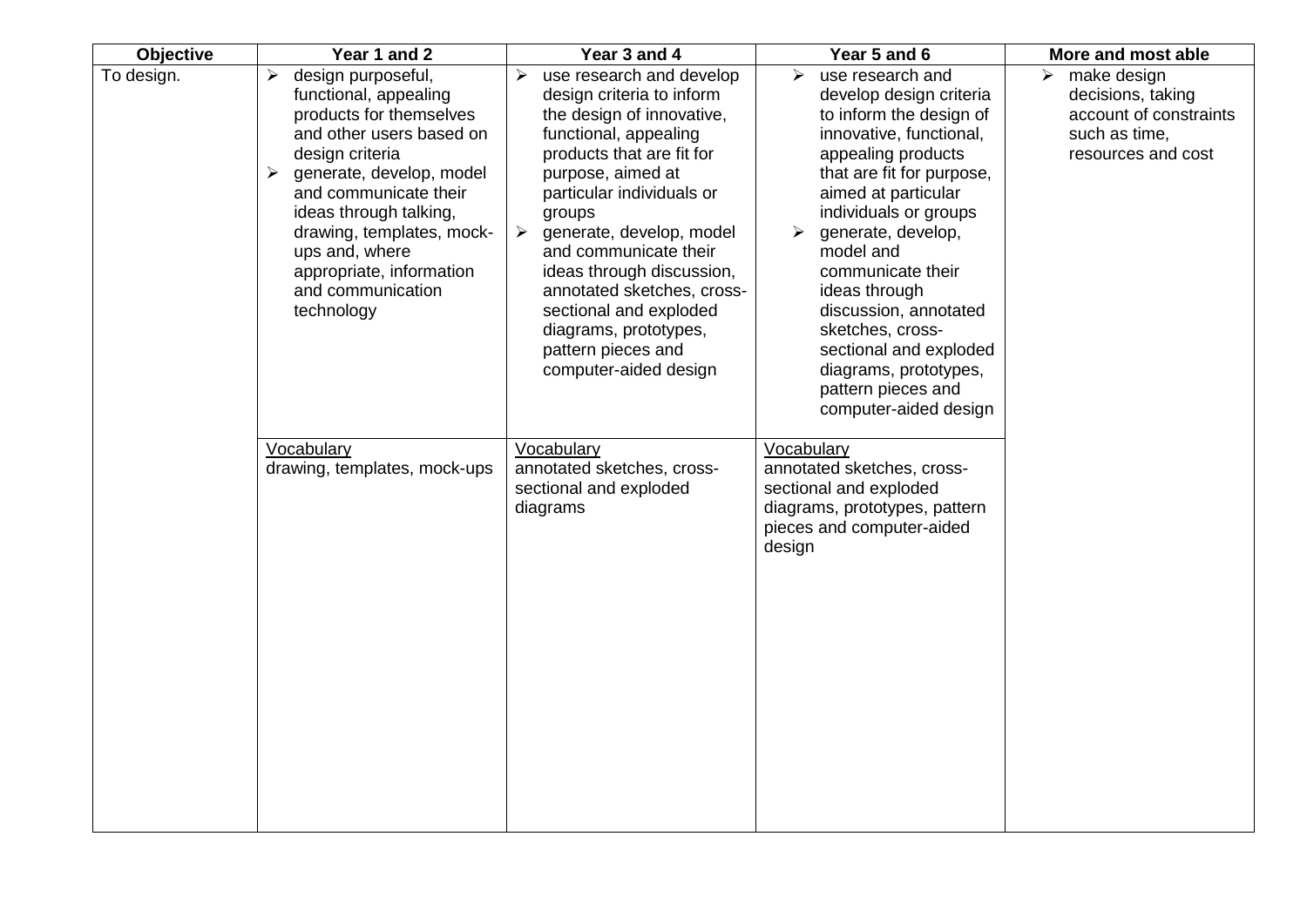| Objective | Year 1 and 2 | Year 3 and 4 | Year 5 and 6 | More and most able |
|---|---|---|---|---|
| To design. | ➢ design purposeful, functional, appealing products for themselves and other users based on design criteria<br>➢ generate, develop, model and communicate their ideas through talking, drawing, templates, mock-ups and, where appropriate, information and communication technology | ➢ use research and develop design criteria to inform the design of innovative, functional, appealing products that are fit for purpose, aimed at particular individuals or groups<br>➢ generate, develop, model and communicate their ideas through discussion, annotated sketches, cross-sectional and exploded diagrams, prototypes, pattern pieces and computer-aided design | ➢ use research and develop design criteria to inform the design of innovative, functional, appealing products that are fit for purpose, aimed at particular individuals or groups<br>➢ generate, develop, model and communicate their ideas through discussion, annotated sketches, cross-sectional and exploded diagrams, prototypes, pattern pieces and computer-aided design | ➢ make design decisions, taking account of constraints such as time, resources and cost |
| | <u>Vocabulary</u><br>drawing, templates, mock-ups | <u>Vocabulary</u><br>annotated sketches, cross-sectional and exploded diagrams | <u>Vocabulary</u><br>annotated sketches, cross-sectional and exploded diagrams, prototypes, pattern pieces and computer-aided design | |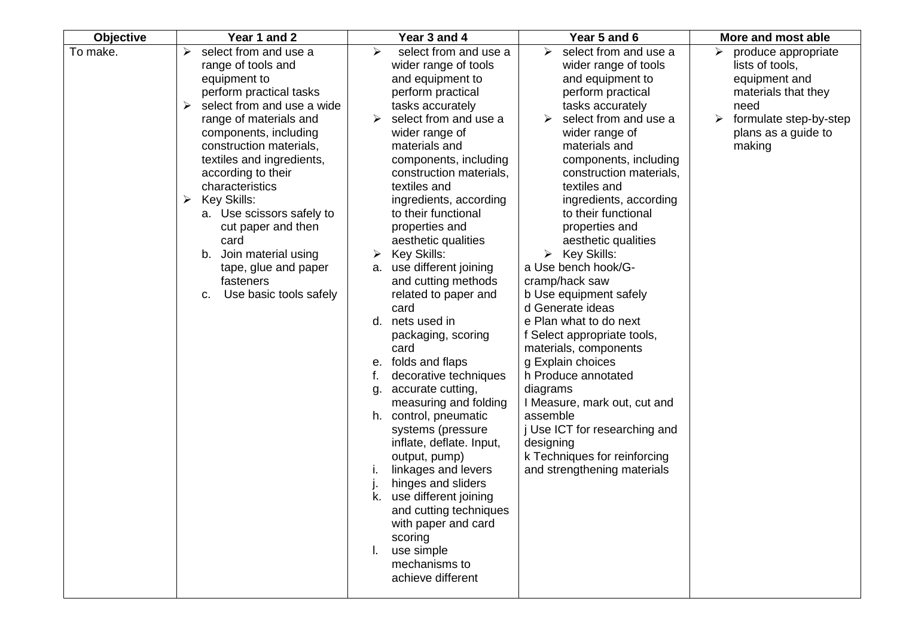| Objective | Year 1 and 2 | Year 3 and 4 | Year 5 and 6 | More and most able |
|---|---|---|---|---|
| To make. | ➢ select from and use a range of tools and equipment to perform practical tasks<br>➢ select from and use a wide range of materials and components, including construction materials, textiles and ingredients, according to their characteristics<br>➢ Key Skills:<br>a. Use scissors safely to cut paper and then card<br>b. Join material using tape, glue and paper fasteners<br>c. Use basic tools safely | ➢ select from and use a wider range of tools and equipment to perform practical tasks accurately<br>➢ select from and use a wider range of materials and components, including construction materials, textiles and ingredients, according to their functional properties and aesthetic qualities<br>➢ Key Skills:<br>a. use different joining and cutting methods related to paper and card<br>d. nets used in packaging, scoring card<br>e. folds and flaps<br>f. decorative techniques<br>g. accurate cutting, measuring and folding<br>h. control, pneumatic systems (pressure inflate, deflate. Input, output, pump)<br>i. linkages and levers<br>j. hinges and sliders<br>k. use different joining and cutting techniques with paper and card scoring<br>l. use simple mechanisms to achieve different | ➢ select from and use a wider range of tools and equipment to perform practical tasks accurately<br>➢ select from and use a wider range of materials and components, including construction materials, textiles and ingredients, according to their functional properties and aesthetic qualities<br>➢ Key Skills:<br>a Use bench hook/G-cramp/hack saw<br>b Use equipment safely<br>d Generate ideas<br>e Plan what to do next<br>f Select appropriate tools, materials, components<br>g Explain choices<br>h Produce annotated diagrams<br>I Measure, mark out, cut and assemble<br>j Use ICT for researching and designing<br>k Techniques for reinforcing and strengthening materials | ➢ produce appropriate lists of tools, equipment and materials that they need<br>➢ formulate step-by-step plans as a guide to making |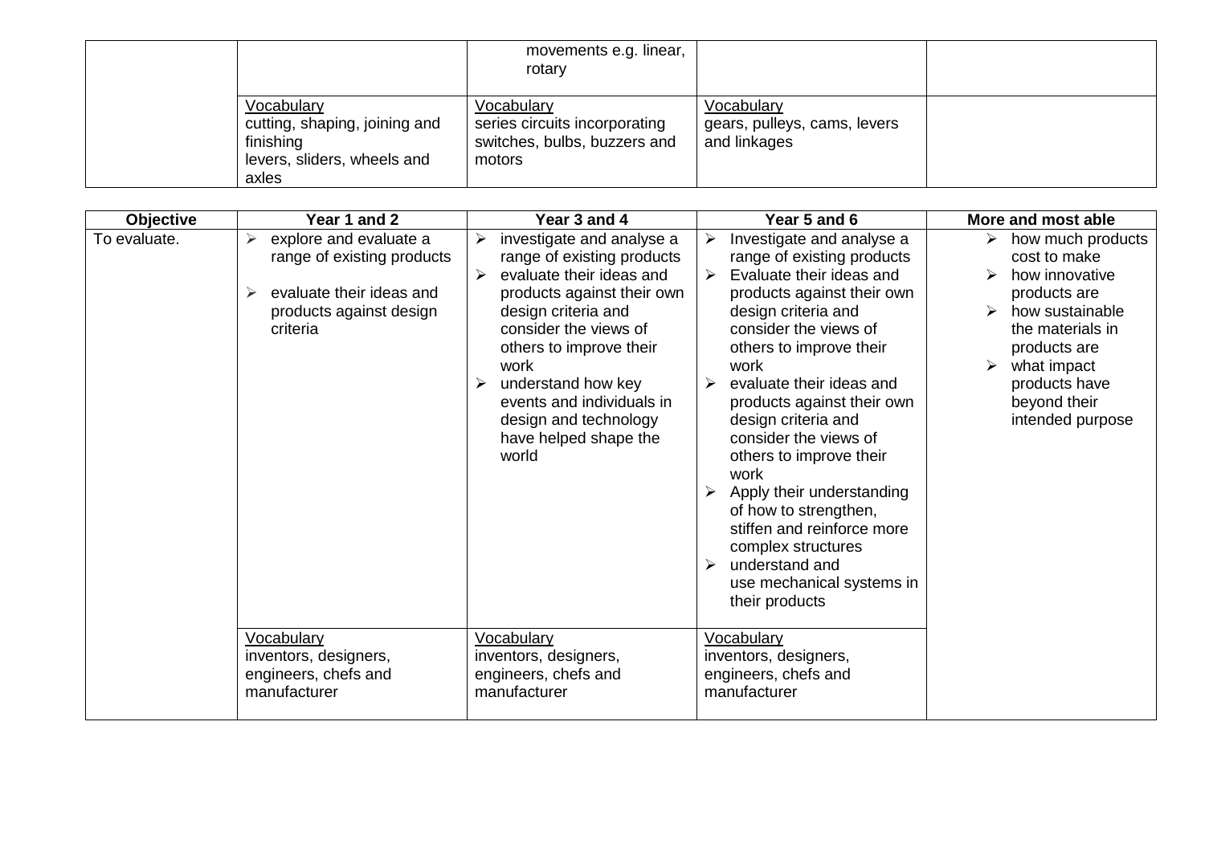| | | | | |
|---|---|---|---|---|
| | | movements e.g. linear, rotary | | |
| | <u>Vocabulary</u><br>cutting, shaping, joining and finishing<br>levers, sliders, wheels and axles | <u>Vocabulary</u><br>series circuits incorporating switches, bulbs, buzzers and motors | <u>Vocabulary</u><br>gears, pulleys, cams, levers and linkages | |

| Objective | Year 1 and 2 | Year 3 and 4 | Year 5 and 6 | More and most able |
|---|---|---|---|---|
| To evaluate. | ➢ explore and evaluate a range of existing products<br>➢ evaluate their ideas and products against design criteria | ➢ investigate and analyse a range of existing products<br>➢ evaluate their ideas and products against their own design criteria and consider the views of others to improve their work<br>➢ understand how key events and individuals in design and technology have helped shape the world | ➢ Investigate and analyse a range of existing products<br>➢ Evaluate their ideas and products against their own design criteria and consider the views of others to improve their work<br>➢ evaluate their ideas and products against their own design criteria and consider the views of others to improve their work<br>➢ Apply their understanding of how to strengthen, stiffen and reinforce more complex structures<br>➢ understand and use mechanical systems in their products | ➢ how much products cost to make<br>➢ how innovative products are<br>➢ how sustainable the materials in products are<br>➢ what impact products have beyond their intended purpose |
| | <u>Vocabulary</u><br>inventors, designers, engineers, chefs and manufacturer | <u>Vocabulary</u><br>inventors, designers, engineers, chefs and manufacturer | <u>Vocabulary</u><br>inventors, designers, engineers, chefs and manufacturer | |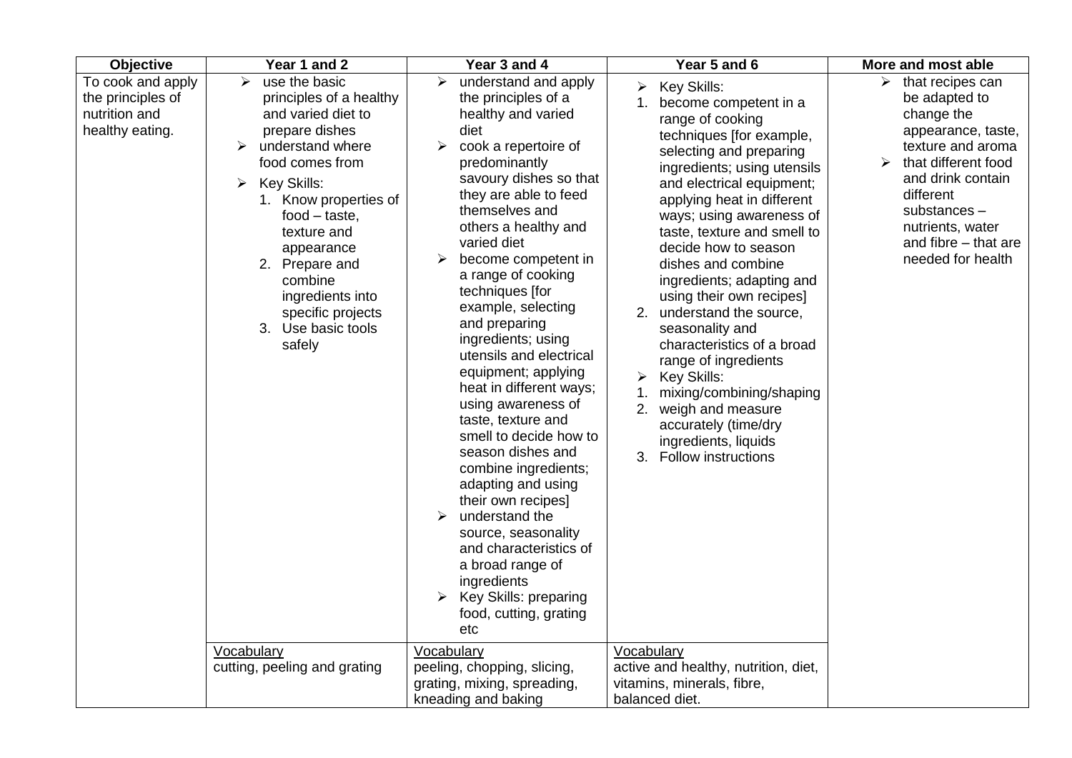| Objective | Year 1 and 2 | Year 3 and 4 | Year 5 and 6 | More and most able |
|---|---|---|---|---|
| To cook and apply the principles of nutrition and healthy eating. | ➢ use the basic principles of a healthy and varied diet to prepare dishes<br>➢ understand where food comes from<br>➢ Key Skills:<br>1. Know properties of food – taste, texture and appearance<br>2. Prepare and combine ingredients into specific projects<br>3. Use basic tools safely | ➢ understand and apply the principles of a healthy and varied diet<br>➢ cook a repertoire of predominantly savoury dishes so that they are able to feed themselves and others a healthy and varied diet<br>➢ become competent in a range of cooking techniques [for example, selecting and preparing ingredients; using utensils and electrical equipment; applying heat in different ways; using awareness of taste, texture and smell to decide how to season dishes and combine ingredients; adapting and using their own recipes]<br>➢ understand the source, seasonality and characteristics of a broad range of ingredients<br>➢ Key Skills: preparing food, cutting, grating etc | ➢ Key Skills:<br>1. become competent in a range of cooking techniques [for example, selecting and preparing ingredients; using utensils and electrical equipment; applying heat in different ways; using awareness of taste, texture and smell to decide how to season dishes and combine ingredients; adapting and using their own recipes]<br>2. understand the source, seasonality and characteristics of a broad range of ingredients<br>➢ Key Skills:<br>1. mixing/combining/shaping<br>2. weigh and measure accurately (time/dry ingredients, liquids<br>3. Follow instructions | ➢ that recipes can be adapted to change the appearance, taste, texture and aroma<br>➢ that different food and drink contain different substances – nutrients, water and fibre – that are needed for health |
| | Vocabulary<br>cutting, peeling and grating | Vocabulary<br>peeling, chopping, slicing, grating, mixing, spreading, kneading and baking | Vocabulary<br>active and healthy, nutrition, diet, vitamins, minerals, fibre, balanced diet. | |